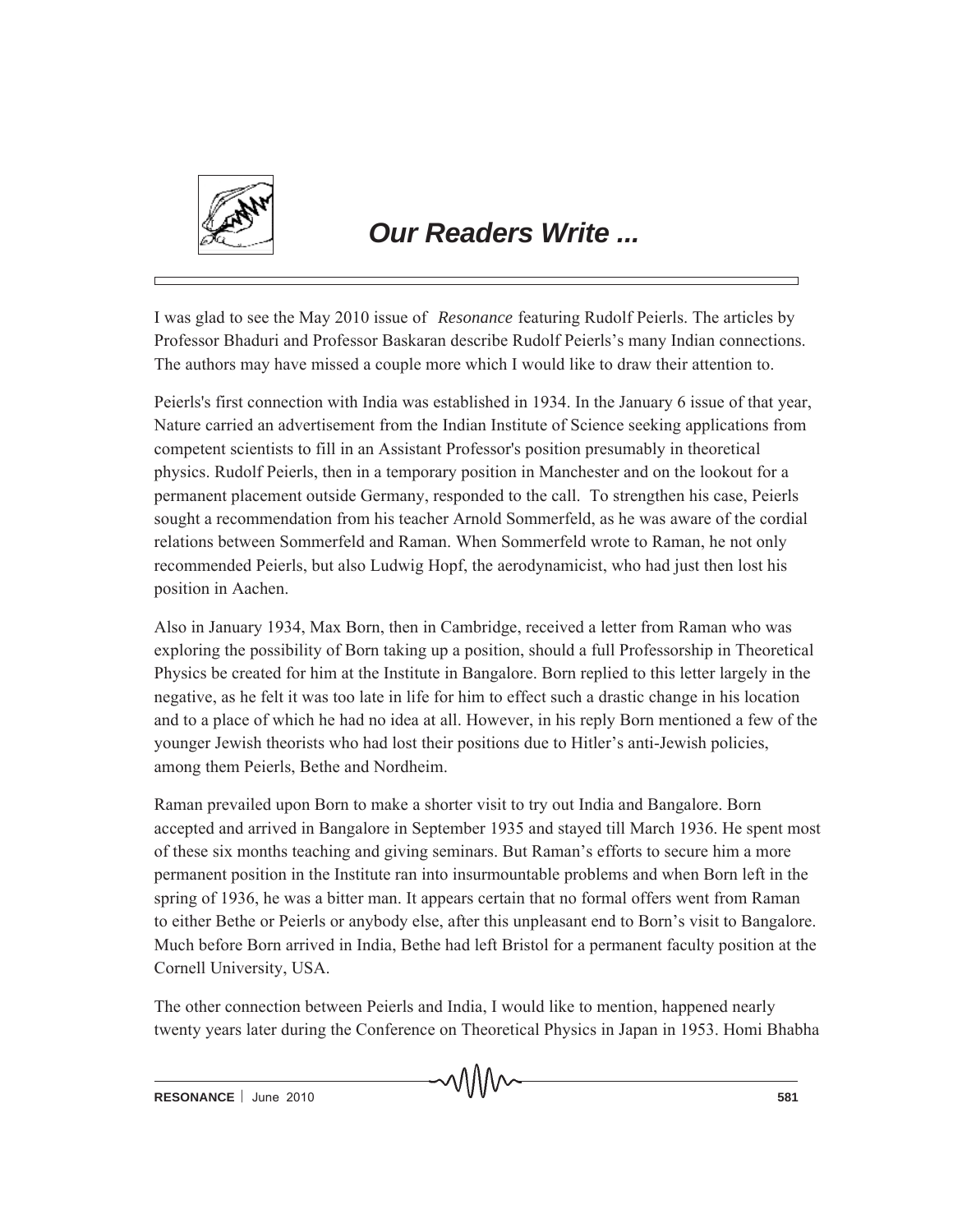# *Our Readers Write ...*

I was glad to see the May 2010 issue of *Resonance* featuring Rudolf Peierls. The articles by Professor Bhaduri and Professor Baskaran describe Rudolf Peierls's many Indian connections. The authors may have missed a couple more which I would like to draw their attention to.

Peierls's first connection with India was established in 1934. In the January 6 issue of that year, Nature carried an advertisement from the Indian Institute of Science seeking applications from competent scientists to fill in an Assistant Professor's position presumably in theoretical physics. Rudolf Peierls, then in a temporary position in Manchester and on the lookout for a permanent placement outside Germany, responded to the call. To strengthen his case, Peierls sought a recommendation from his teacher Arnold Sommerfeld, as he was aware of the cordial relations between Sommerfeld and Raman. When Sommerfeld wrote to Raman, he not only recommended Peierls, but also Ludwig Hopf, the aerodynamicist, who had just then lost his position in Aachen.

Also in January 1934, Max Born, then in Cambridge, received a letter from Raman who was exploring the possibility of Born taking up a position, should a full Professorship in Theoretical Physics be created for him at the Institute in Bangalore. Born replied to this letter largely in the negative, as he felt it was too late in life for him to effect such a drastic change in his location and to a place of which he had no idea at all. However, in his reply Born mentioned a few of the younger Jewish theorists who had lost their positions due to Hitler's anti-Jewish policies, among them Peierls, Bethe and Nordheim.

Raman prevailed upon Born to make a shorter visit to try out India and Bangalore. Born accepted and arrived in Bangalore in September 1935 and stayed till March 1936. He spent most of these six months teaching and giving seminars. But Raman's efforts to secure him a more permanent position in the Institute ran into insurmountable problems and when Born left in the spring of 1936, he was a bitter man. It appears certain that no formal offers went from Raman to either Bethe or Peierls or anybody else, after this unpleasant end to Born's visit to Bangalore. Much before Born arrived in India, Bethe had left Bristol for a permanent faculty position at the Cornell University, USA.

The other connection between Peierls and India, I would like to mention, happened nearly twenty years later during the Conference on Theoretical Physics in Japan in 1953. Homi Bhabha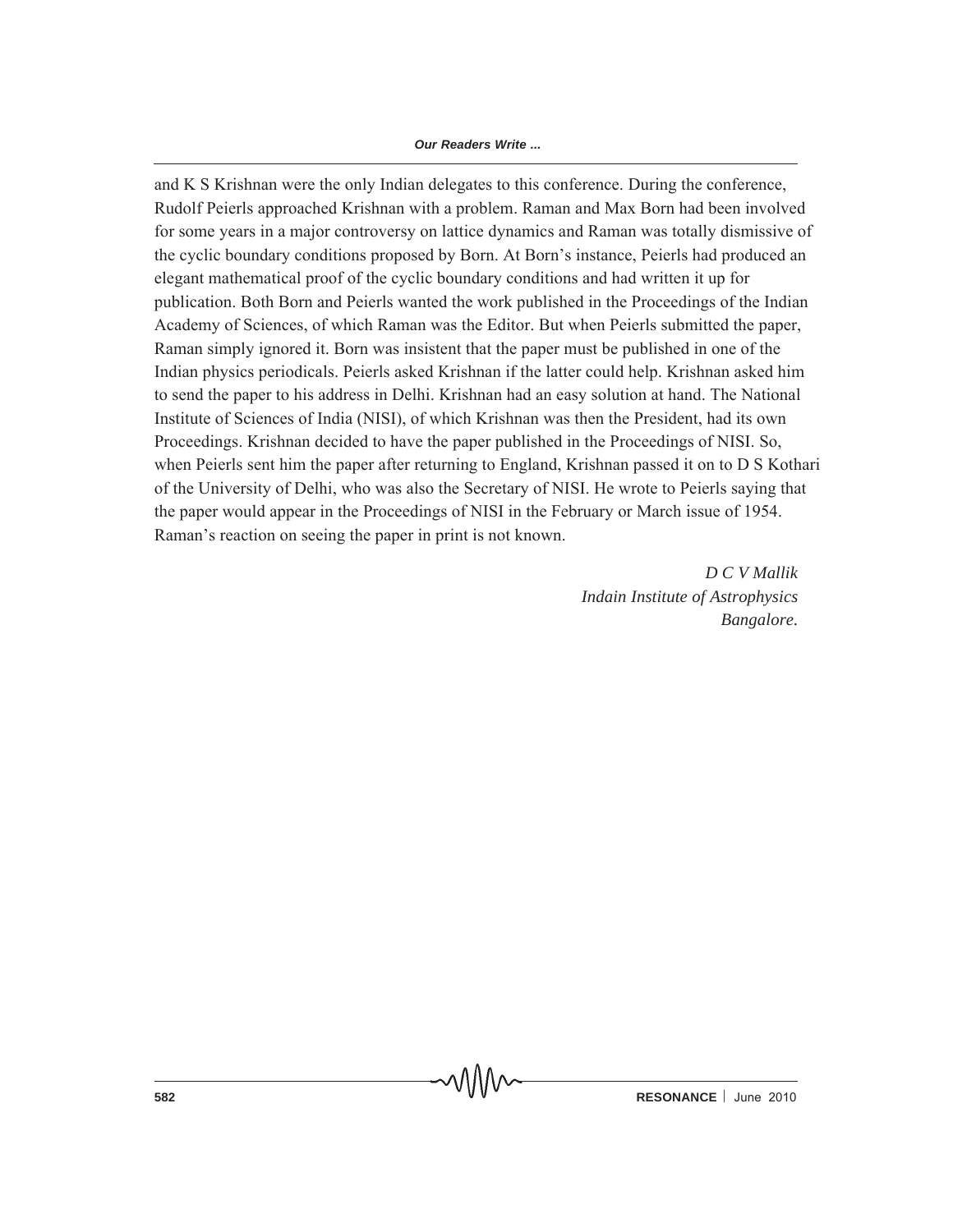and K S Krishnan were the only Indian delegates to this conference. During the conference, Rudolf Peierls approached Krishnan with a problem. Raman and Max Born had been involved for some years in a major controversy on lattice dynamics and Raman was totally dismissive of the cyclic boundary conditions proposed by Born. At Born's instance, Peierls had produced an elegant mathematical proof of the cyclic boundary conditions and had written it up for publication. Both Born and Peierls wanted the work published in the Proceedings of the Indian Academy of Sciences, of which Raman was the Editor. But when Peierls submitted the paper, Raman simply ignored it. Born was insistent that the paper must be published in one of the Indian physics periodicals. Peierls asked Krishnan if the latter could help. Krishnan asked him to send the paper to his address in Delhi. Krishnan had an easy solution at hand. The National Institute of Sciences of India (NISI), of which Krishnan was then the President, had its own Proceedings. Krishnan decided to have the paper published in the Proceedings of NISI. So, when Peierls sent him the paper after returning to England, Krishnan passed it on to D S Kothari of the University of Delhi, who was also the Secretary of NISI. He wrote to Peierls saying that the paper would appear in the Proceedings of NISI in the February or March issue of 1954. Raman's reaction on seeing the paper in print is not known.

*D C V Mallik*
*Indain Institute of Astrophysics*
*Bangalore.*